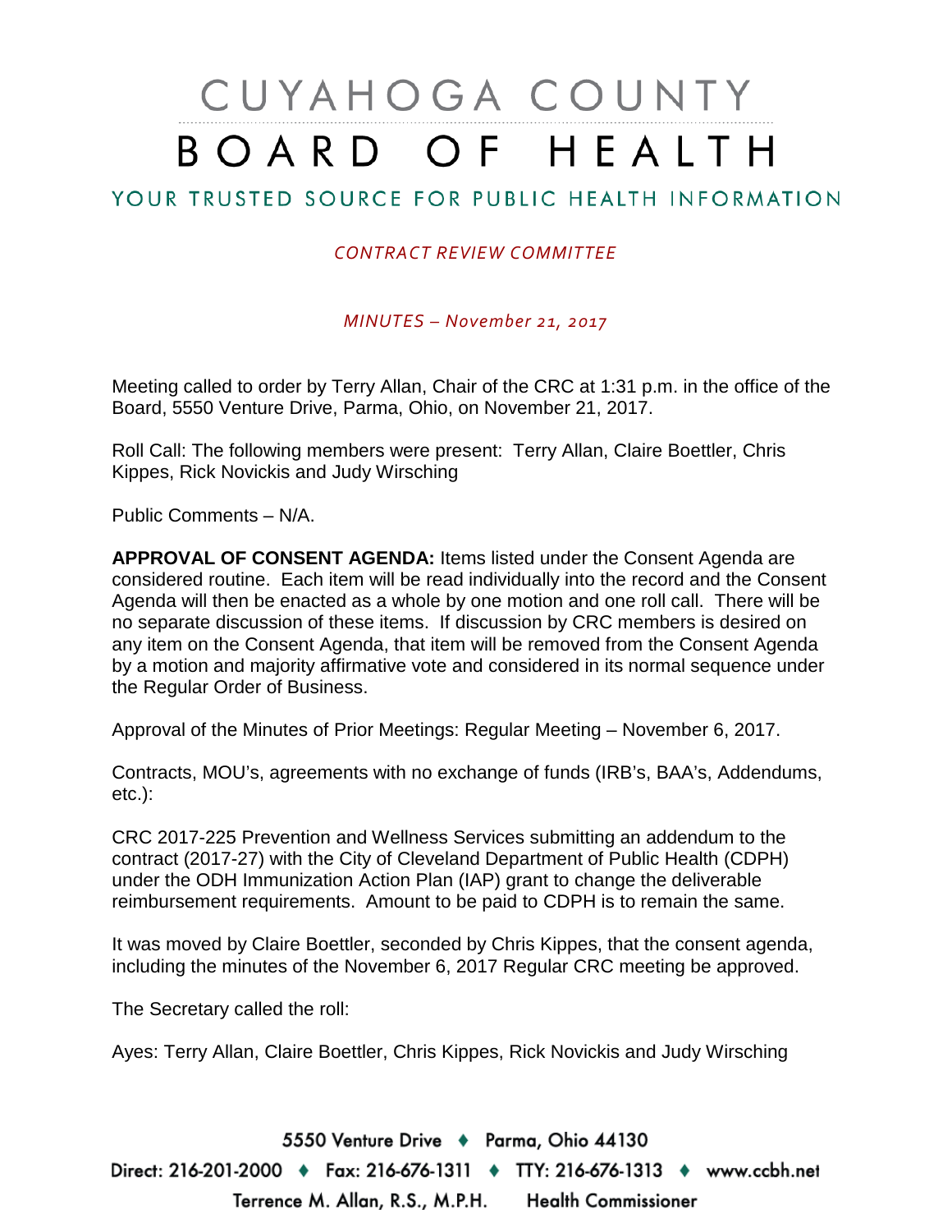# CUYAHOGA COUNTY BOARD OF HEALTH

## YOUR TRUSTED SOURCE FOR PUBLIC HEALTH INFORMATION

*CONTRACT REVIEW COMMITTEE*

*MINUTES – November 21, 2017*

Meeting called to order by Terry Allan, Chair of the CRC at 1:31 p.m. in the office of the Board, 5550 Venture Drive, Parma, Ohio, on November 21, 2017.

Roll Call: The following members were present: Terry Allan, Claire Boettler, Chris Kippes, Rick Novickis and Judy Wirsching

Public Comments – N/A.

**APPROVAL OF CONSENT AGENDA:** Items listed under the Consent Agenda are considered routine. Each item will be read individually into the record and the Consent Agenda will then be enacted as a whole by one motion and one roll call. There will be no separate discussion of these items. If discussion by CRC members is desired on any item on the Consent Agenda, that item will be removed from the Consent Agenda by a motion and majority affirmative vote and considered in its normal sequence under the Regular Order of Business.

Approval of the Minutes of Prior Meetings: Regular Meeting – November 6, 2017.

Contracts, MOU's, agreements with no exchange of funds (IRB's, BAA's, Addendums, etc.):

CRC 2017-225 Prevention and Wellness Services submitting an addendum to the contract (2017-27) with the City of Cleveland Department of Public Health (CDPH) under the ODH Immunization Action Plan (IAP) grant to change the deliverable reimbursement requirements. Amount to be paid to CDPH is to remain the same.

It was moved by Claire Boettler, seconded by Chris Kippes, that the consent agenda, including the minutes of the November 6, 2017 Regular CRC meeting be approved.

The Secretary called the roll:

Ayes: Terry Allan, Claire Boettler, Chris Kippes, Rick Novickis and Judy Wirsching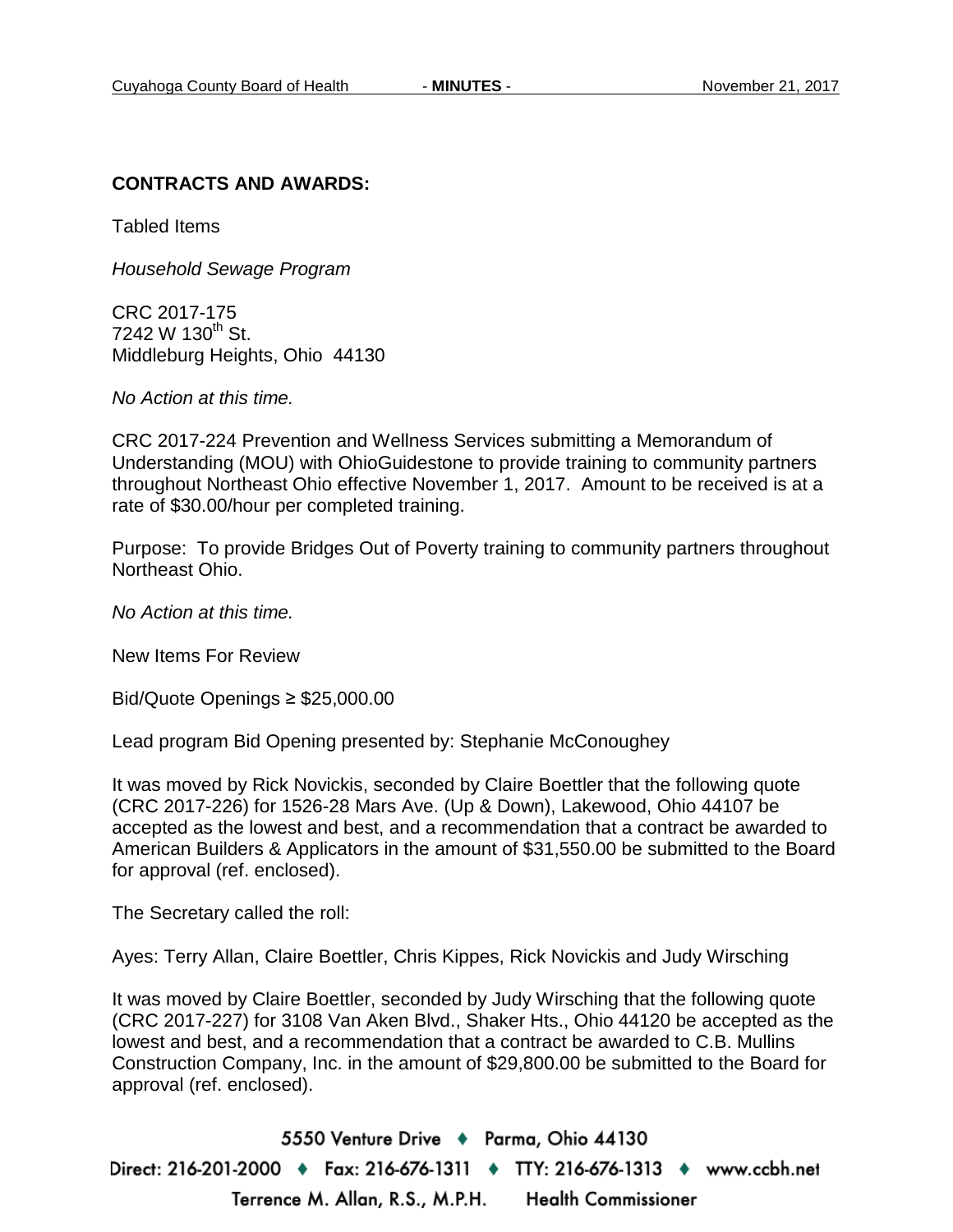**CONTRACTS AND AWARDS:**

Tabled Items

*Household Sewage Program*

CRC 2017-175
7242 W 130th St.
Middleburg Heights, Ohio 44130

*No Action at this time.*

CRC 2017-224 Prevention and Wellness Services submitting a Memorandum of Understanding (MOU) with OhioGuidestone to provide training to community partners throughout Northeast Ohio effective November 1, 2017. Amount to be received is at a rate of $30.00/hour per completed training.

Purpose: To provide Bridges Out of Poverty training to community partners throughout Northeast Ohio.

*No Action at this time.*

New Items For Review

Bid/Quote Openings ≥ $25,000.00

Lead program Bid Opening presented by: Stephanie McConoughey

It was moved by Rick Novickis, seconded by Claire Boettler that the following quote (CRC 2017-226) for 1526-28 Mars Ave. (Up & Down), Lakewood, Ohio 44107 be accepted as the lowest and best, and a recommendation that a contract be awarded to American Builders & Applicators in the amount of $31,550.00 be submitted to the Board for approval (ref. enclosed).

The Secretary called the roll:

Ayes: Terry Allan, Claire Boettler, Chris Kippes, Rick Novickis and Judy Wirsching

It was moved by Claire Boettler, seconded by Judy Wirsching that the following quote (CRC 2017-227) for 3108 Van Aken Blvd., Shaker Hts., Ohio 44120 be accepted as the lowest and best, and a recommendation that a contract be awarded to C.B. Mullins Construction Company, Inc. in the amount of $29,800.00 be submitted to the Board for approval (ref. enclosed).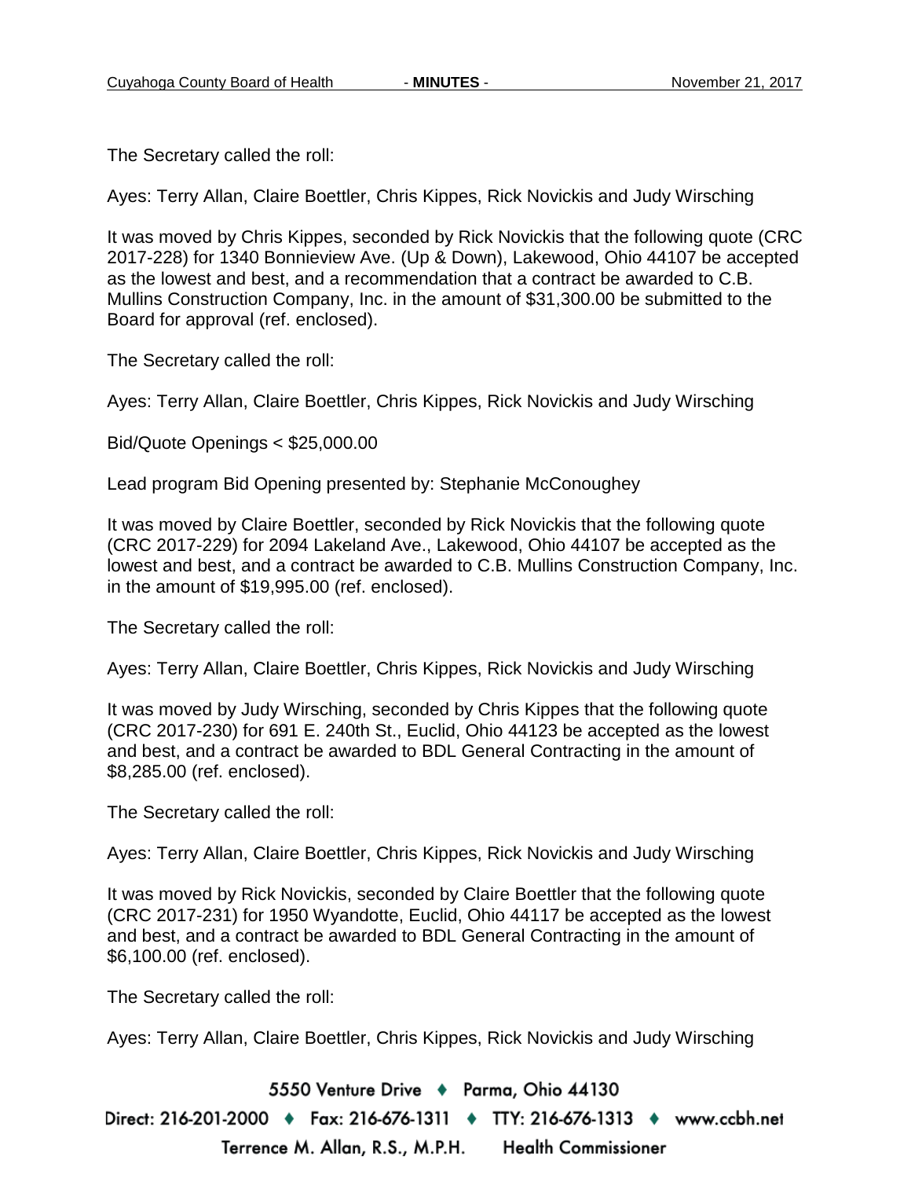The Secretary called the roll:

Ayes: Terry Allan, Claire Boettler, Chris Kippes, Rick Novickis and Judy Wirsching

It was moved by Chris Kippes, seconded by Rick Novickis that the following quote (CRC 2017-228) for 1340 Bonnieview Ave. (Up & Down), Lakewood, Ohio 44107 be accepted as the lowest and best, and a recommendation that a contract be awarded to C.B. Mullins Construction Company, Inc. in the amount of $31,300.00 be submitted to the Board for approval (ref. enclosed).

The Secretary called the roll:

Ayes: Terry Allan, Claire Boettler, Chris Kippes, Rick Novickis and Judy Wirsching

Bid/Quote Openings < $25,000.00

Lead program Bid Opening presented by: Stephanie McConoughey

It was moved by Claire Boettler, seconded by Rick Novickis that the following quote (CRC 2017-229) for 2094 Lakeland Ave., Lakewood, Ohio 44107 be accepted as the lowest and best, and a contract be awarded to C.B. Mullins Construction Company, Inc. in the amount of $19,995.00 (ref. enclosed).

The Secretary called the roll:

Ayes: Terry Allan, Claire Boettler, Chris Kippes, Rick Novickis and Judy Wirsching

It was moved by Judy Wirsching, seconded by Chris Kippes that the following quote (CRC 2017-230) for 691 E. 240th St., Euclid, Ohio 44123 be accepted as the lowest and best, and a contract be awarded to BDL General Contracting in the amount of $8,285.00 (ref. enclosed).

The Secretary called the roll:

Ayes: Terry Allan, Claire Boettler, Chris Kippes, Rick Novickis and Judy Wirsching

It was moved by Rick Novickis, seconded by Claire Boettler that the following quote (CRC 2017-231) for 1950 Wyandotte, Euclid, Ohio 44117 be accepted as the lowest and best, and a contract be awarded to BDL General Contracting in the amount of $6,100.00 (ref. enclosed).

The Secretary called the roll:

Ayes: Terry Allan, Claire Boettler, Chris Kippes, Rick Novickis and Judy Wirsching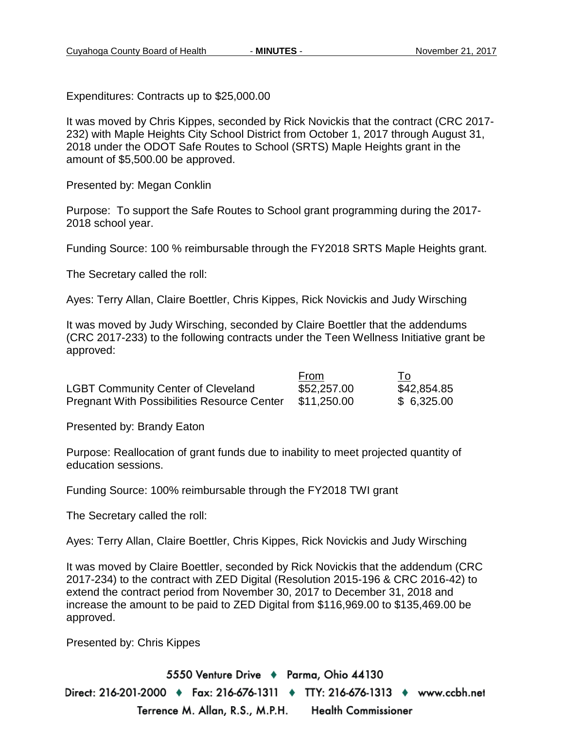Expenditures: Contracts up to $25,000.00

It was moved by Chris Kippes, seconded by Rick Novickis that the contract (CRC 2017-232) with Maple Heights City School District from October 1, 2017 through August 31, 2018 under the ODOT Safe Routes to School (SRTS) Maple Heights grant in the amount of $5,500.00 be approved.

Presented by: Megan Conklin

Purpose: To support the Safe Routes to School grant programming during the 2017-2018 school year.

Funding Source: 100 % reimbursable through the FY2018 SRTS Maple Heights grant.

The Secretary called the roll:

Ayes: Terry Allan, Claire Boettler, Chris Kippes, Rick Novickis and Judy Wirsching

It was moved by Judy Wirsching, seconded by Claire Boettler that the addendums (CRC 2017-233) to the following contracts under the Teen Wellness Initiative grant be approved:

| | From | To |
|---|---|---|
| LGBT Community Center of Cleveland | $52,257.00 | $42,854.85 |
| Pregnant With Possibilities Resource Center | $11,250.00 | $ 6,325.00 |

Presented by: Brandy Eaton

Purpose: Reallocation of grant funds due to inability to meet projected quantity of education sessions.

Funding Source: 100% reimbursable through the FY2018 TWI grant

The Secretary called the roll:

Ayes: Terry Allan, Claire Boettler, Chris Kippes, Rick Novickis and Judy Wirsching

It was moved by Claire Boettler, seconded by Rick Novickis that the addendum (CRC 2017-234) to the contract with ZED Digital (Resolution 2015-196 & CRC 2016-42) to extend the contract period from November 30, 2017 to December 31, 2018 and increase the amount to be paid to ZED Digital from $116,969.00 to $135,469.00 be approved.

Presented by: Chris Kippes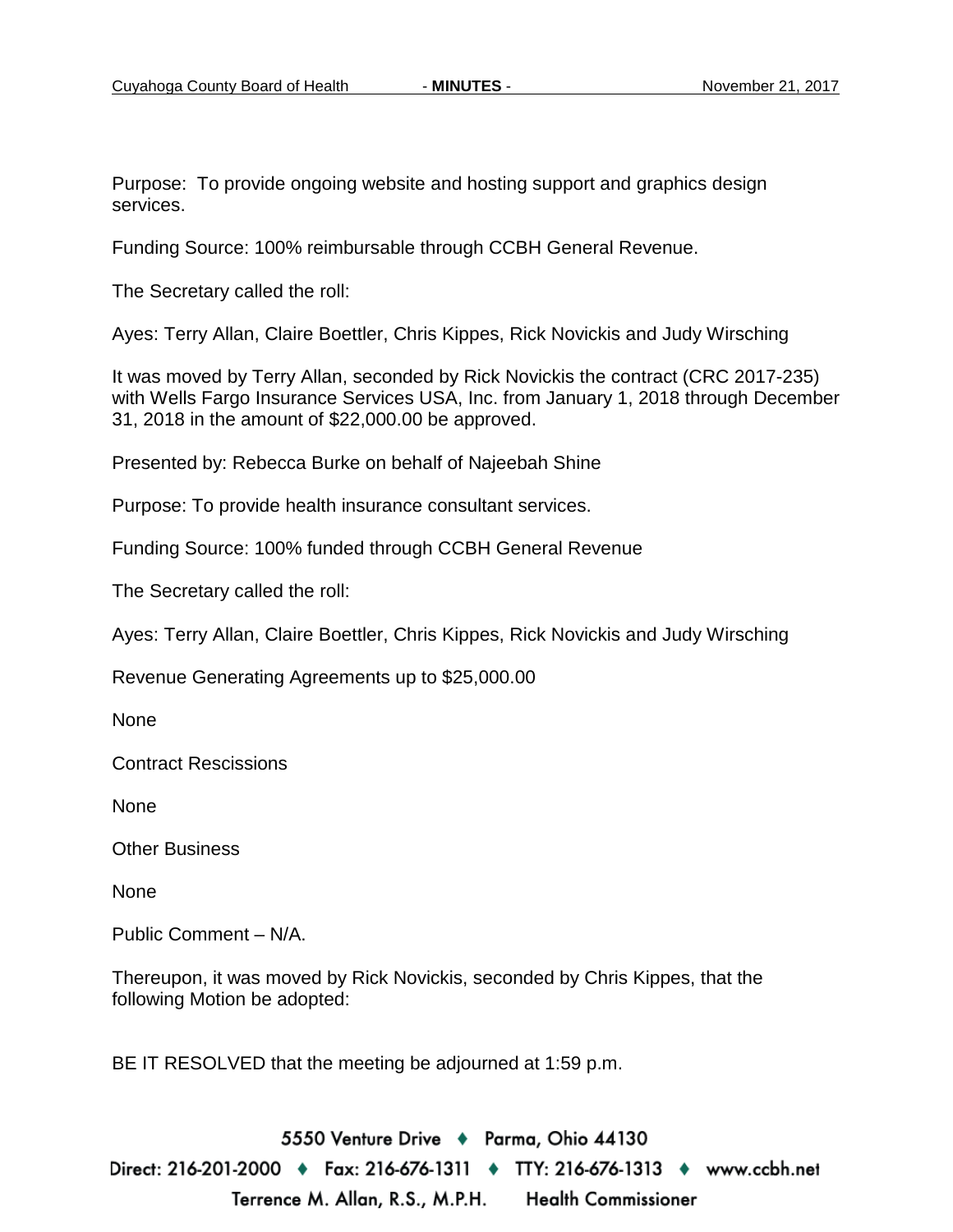Purpose: To provide ongoing website and hosting support and graphics design services.

Funding Source: 100% reimbursable through CCBH General Revenue.

The Secretary called the roll:

Ayes: Terry Allan, Claire Boettler, Chris Kippes, Rick Novickis and Judy Wirsching

It was moved by Terry Allan, seconded by Rick Novickis the contract (CRC 2017-235) with Wells Fargo Insurance Services USA, Inc. from January 1, 2018 through December 31, 2018 in the amount of $22,000.00 be approved.

Presented by: Rebecca Burke on behalf of Najeebah Shine

Purpose: To provide health insurance consultant services.

Funding Source: 100% funded through CCBH General Revenue

The Secretary called the roll:

Ayes: Terry Allan, Claire Boettler, Chris Kippes, Rick Novickis and Judy Wirsching

Revenue Generating Agreements up to $25,000.00

None

Contract Rescissions

None

Other Business

None

Public Comment – N/A.

Thereupon, it was moved by Rick Novickis, seconded by Chris Kippes, that the following Motion be adopted:

BE IT RESOLVED that the meeting be adjourned at 1:59 p.m.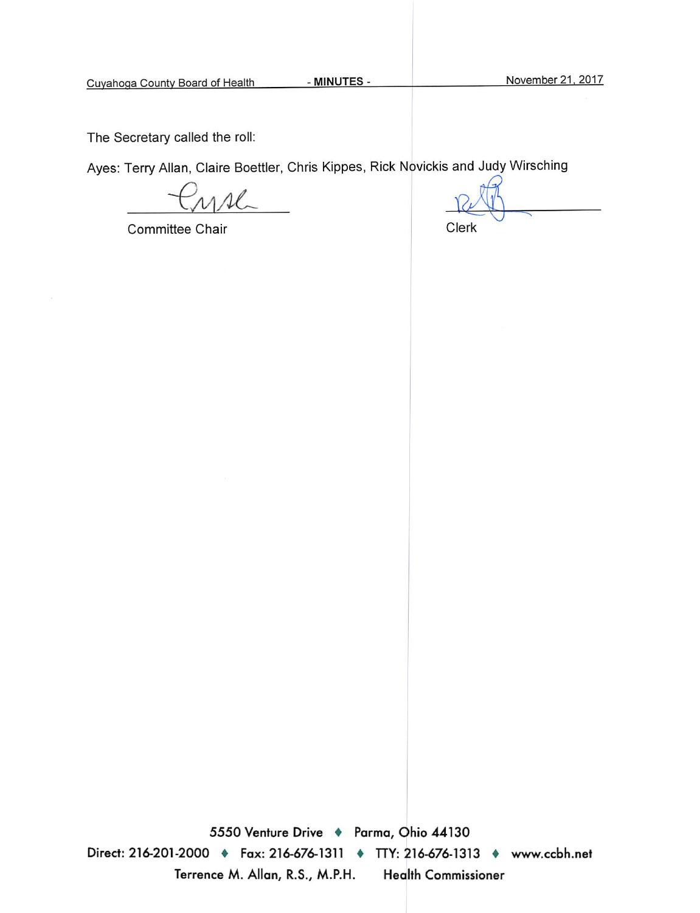The Secretary called the roll:

Ayes: Terry Allan, Claire Boettler, Chris Kippes, Rick Novickis and Judy Wirsching

Committee Chair

Clerk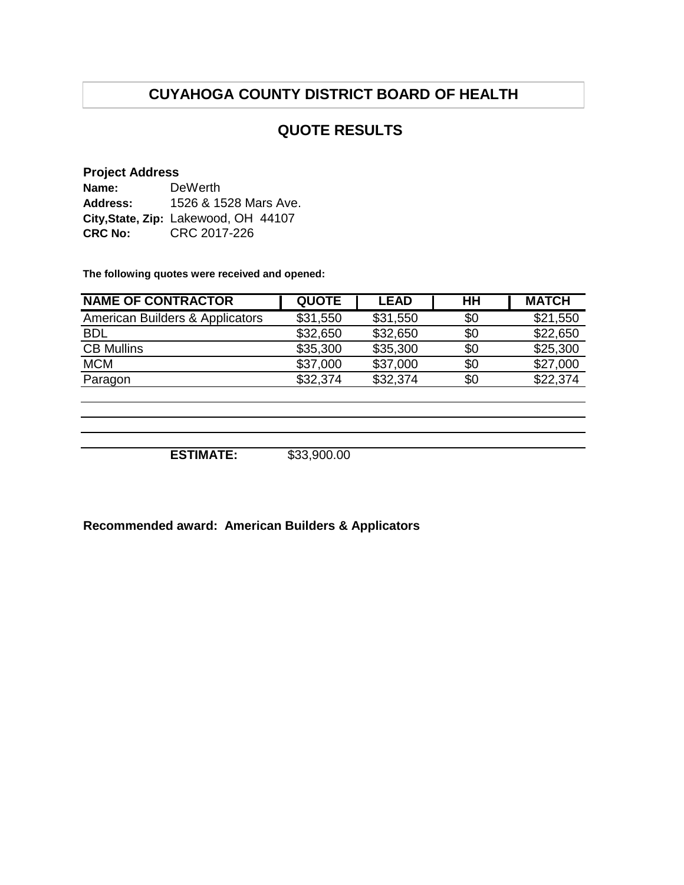# CUYAHOGA COUNTY DISTRICT BOARD OF HEALTH

## QUOTE RESULTS

**Project Address**

**Name:** DeWerth
**Address:** 1526 & 1528 Mars Ave.
**City,State, Zip:** Lakewood, OH 44107
**CRC No:** CRC 2017-226

**The following quotes were received and opened:**

| NAME OF CONTRACTOR | QUOTE | LEAD | HH | MATCH |
|---|---|---|---|---|
| American Builders & Applicators | $31,550 | $31,550 | $0 | $21,550 |
| BDL | $32,650 | $32,650 | $0 | $22,650 |
| CB Mullins | $35,300 | $35,300 | $0 | $25,300 |
| MCM | $37,000 | $37,000 | $0 | $27,000 |
| Paragon | $32,374 | $32,374 | $0 | $22,374 |

**ESTIMATE:** $33,900.00

**Recommended award: American Builders & Applicators**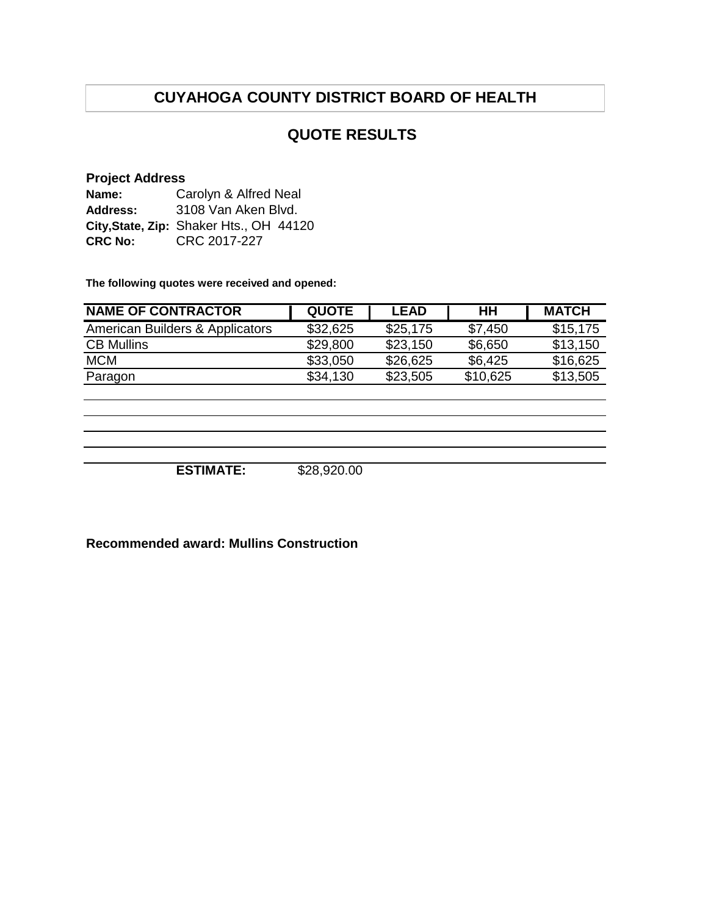# CUYAHOGA COUNTY DISTRICT BOARD OF HEALTH

## QUOTE RESULTS

**Project Address**

**Name:** Carolyn & Alfred Neal
**Address:** 3108 Van Aken Blvd.
**City,State, Zip:** Shaker Hts., OH 44120
**CRC No:** CRC 2017-227

**The following quotes were received and opened:**

| NAME OF CONTRACTOR | QUOTE | LEAD | HH | MATCH |
|---|---|---|---|---|
| American Builders & Applicators | $32,625 | $25,175 | $7,450 | $15,175 |
| CB Mullins | $29,800 | $23,150 | $6,650 | $13,150 |
| MCM | $33,050 | $26,625 | $6,425 | $16,625 |
| Paragon | $34,130 | $23,505 | $10,625 | $13,505 |
| | | | | |
| | | | | |
| | | | | |
| | | | | |
| **ESTIMATE:** | $28,920.00 | | | |

**Recommended award: Mullins Construction**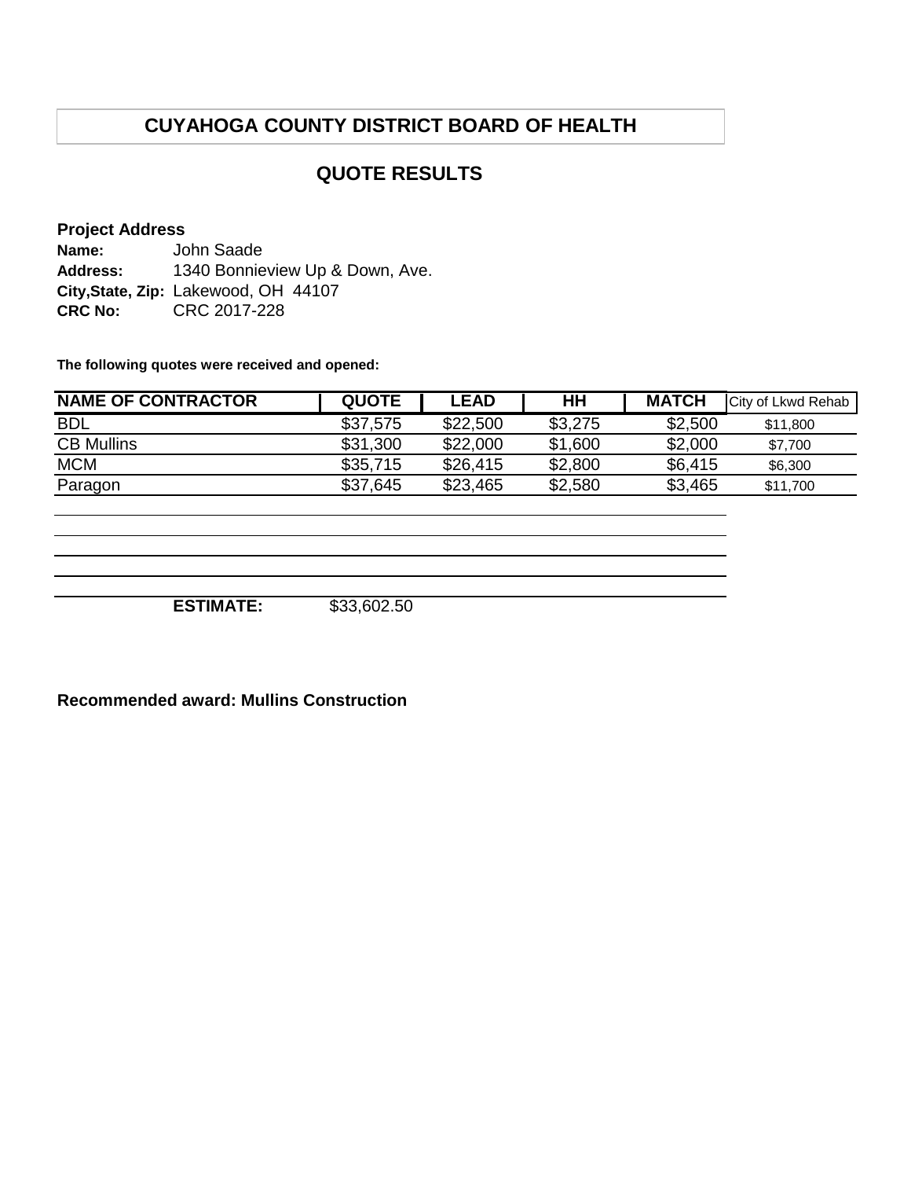# CUYAHOGA COUNTY DISTRICT BOARD OF HEALTH

## QUOTE RESULTS

**Project Address**

**Name:** John Saade
**Address:** 1340 Bonnieview Up & Down, Ave.
**City,State, Zip:** Lakewood, OH 44107
**CRC No:** CRC 2017-228

**The following quotes were received and opened:**

| NAME OF CONTRACTOR | QUOTE | LEAD | HH | MATCH | City of Lkwd Rehab |
|---|---|---|---|---|---|
| BDL | $37,575 | $22,500 | $3,275 | $2,500 | $11,800 |
| CB Mullins | $31,300 | $22,000 | $1,600 | $2,000 | $7,700 |
| MCM | $35,715 | $26,415 | $2,800 | $6,415 | $6,300 |
| Paragon | $37,645 | $23,465 | $2,580 | $3,465 | $11,700 |

**ESTIMATE:** $33,602.50

**Recommended award: Mullins Construction**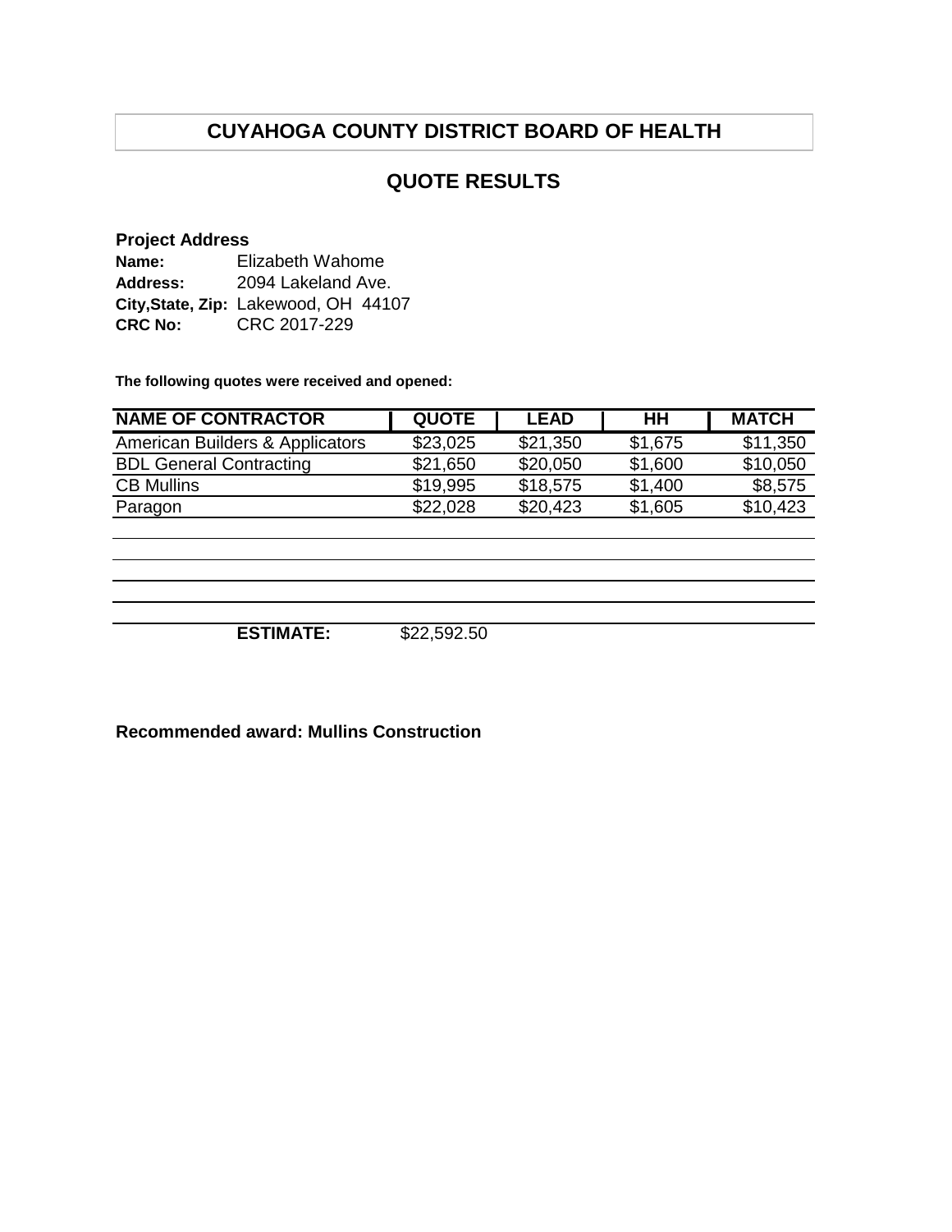## CUYAHOGA COUNTY DISTRICT BOARD OF HEALTH

## QUOTE RESULTS

**Project Address**

**Name:** Elizabeth Wahome
**Address:** 2094 Lakeland Ave.
**City,State, Zip:** Lakewood, OH 44107
**CRC No:** CRC 2017-229

**The following quotes were received and opened:**

| NAME OF CONTRACTOR | QUOTE | LEAD | HH | MATCH |
|---|---|---|---|---|
| American Builders & Applicators | $23,025 | $21,350 | $1,675 | $11,350 |
| BDL General Contracting | $21,650 | $20,050 | $1,600 | $10,050 |
| CB Mullins | $19,995 | $18,575 | $1,400 | $8,575 |
| Paragon | $22,028 | $20,423 | $1,605 | $10,423 |

**ESTIMATE:** $22,592.50

**Recommended award: Mullins Construction**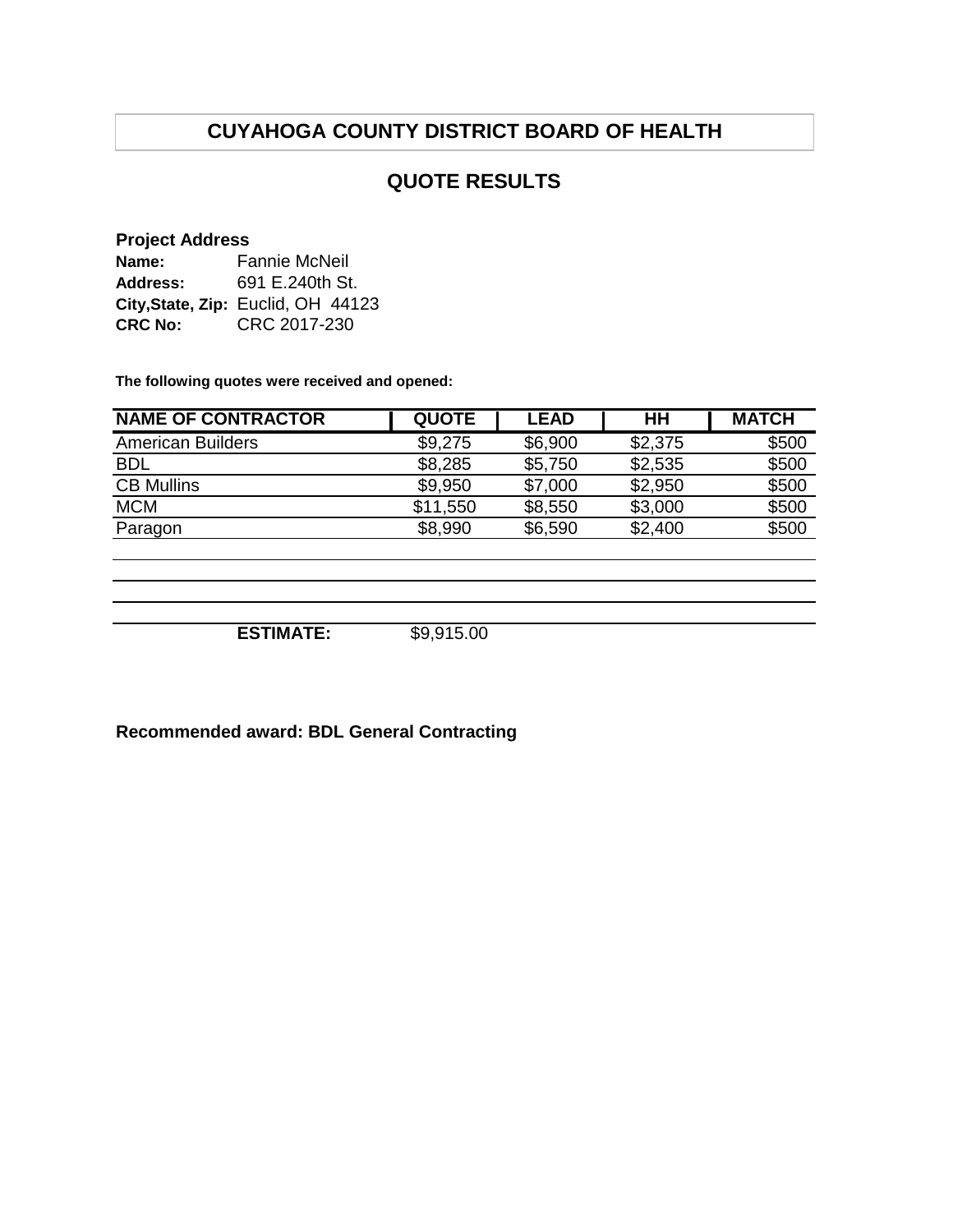# CUYAHOGA COUNTY DISTRICT BOARD OF HEALTH

## QUOTE RESULTS

**Project Address**

**Name:** Fannie McNeil
**Address:** 691 E.240th St.
**City,State, Zip:** Euclid, OH 44123
**CRC No:** CRC 2017-230

**The following quotes were received and opened:**

| NAME OF CONTRACTOR | QUOTE | LEAD | HH | MATCH |
|---|---|---|---|---|
| American Builders | $9,275 | $6,900 | $2,375 | $500 |
| BDL | $8,285 | $5,750 | $2,535 | $500 |
| CB Mullins | $9,950 | $7,000 | $2,950 | $500 |
| MCM | $11,550 | $8,550 | $3,000 | $500 |
| Paragon | $8,990 | $6,590 | $2,400 | $500 |
| | | | | |
| | | | | |
| | | | | |
| **ESTIMATE:** | $9,915.00 | | | |

**Recommended award: BDL General Contracting**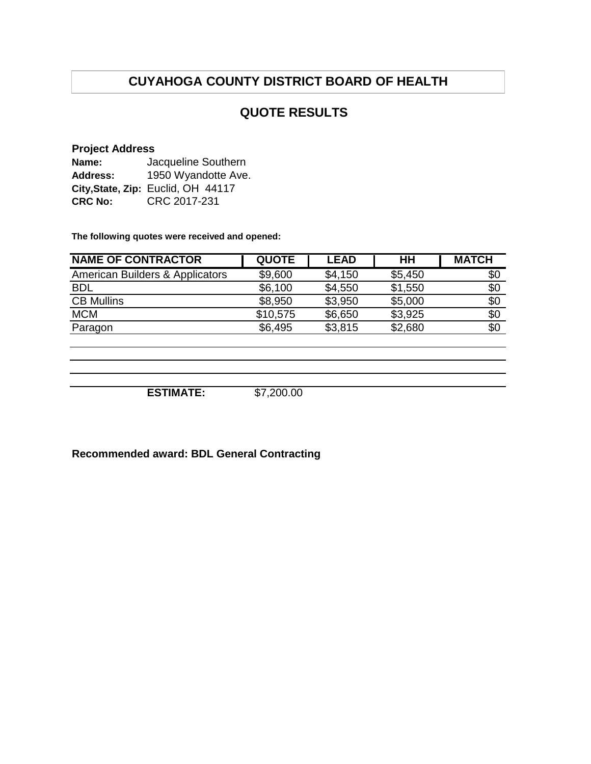# CUYAHOGA COUNTY DISTRICT BOARD OF HEALTH

## QUOTE RESULTS

**Project Address**

**Name:** Jacqueline Southern
**Address:** 1950 Wyandotte Ave.
**City,State, Zip:** Euclid, OH 44117
**CRC No:** CRC 2017-231

**The following quotes were received and opened:**

| NAME OF CONTRACTOR | QUOTE | LEAD | HH | MATCH |
|---|---|---|---|---|
| American Builders & Applicators | $9,600 | $4,150 | $5,450 | $0 |
| BDL | $6,100 | $4,550 | $1,550 | $0 |
| CB Mullins | $8,950 | $3,950 | $5,000 | $0 |
| MCM | $10,575 | $6,650 | $3,925 | $0 |
| Paragon | $6,495 | $3,815 | $2,680 | $0 |

**ESTIMATE:** $7,200.00

**Recommended award: BDL General Contracting**